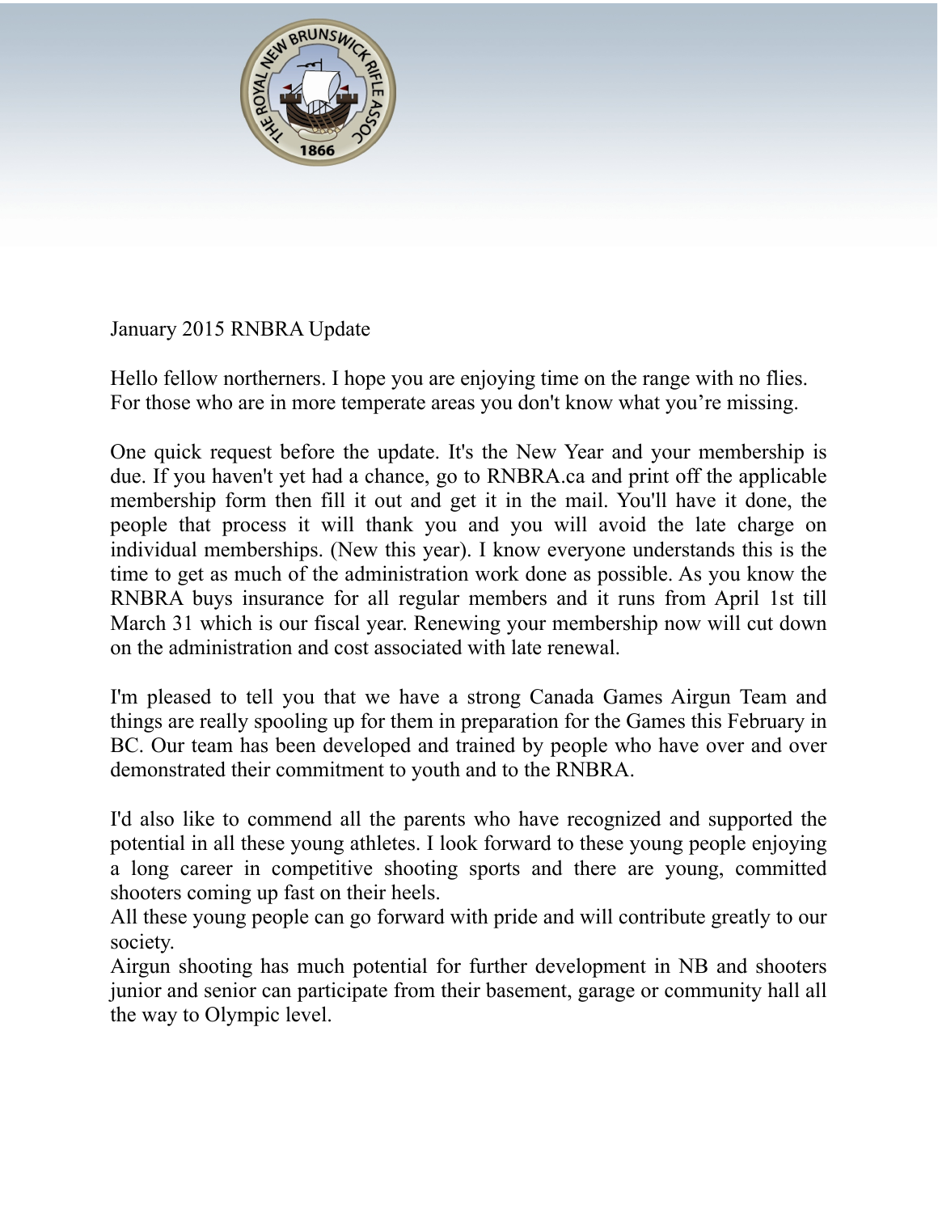January 2015 RNBRA Update

Hello fellow northerners. I hope you are enjoying time on the range with no flies. For those who are in more temperate areas you don't know what you're missing.

One quick request before the update. It's the New Year and your membership is due. If you haven't yet had a chance, go to RNBRA.ca and print off the applicable membership form then fill it out and get it in the mail. You'll have it done, the people that process it will thank you and you will avoid the late charge on individual memberships. (New this year). I know everyone understands this is the time to get as much of the administration work done as possible. As you know the RNBRA buys insurance for all regular members and it runs from April 1st till March 31 which is our fiscal year. Renewing your membership now will cut down on the administration and cost associated with late renewal.

I'm pleased to tell you that we have a strong Canada Games Airgun Team and things are really spooling up for them in preparation for the Games this February in BC. Our team has been developed and trained by people who have over and over demonstrated their commitment to youth and to the RNBRA.

I'd also like to commend all the parents who have recognized and supported the potential in all these young athletes. I look forward to these young people enjoying a long career in competitive shooting sports and there are young, committed shooters coming up fast on their heels.
All these young people can go forward with pride and will contribute greatly to our society.
Airgun shooting has much potential for further development in NB and shooters junior and senior can participate from their basement, garage or community hall all the way to Olympic level.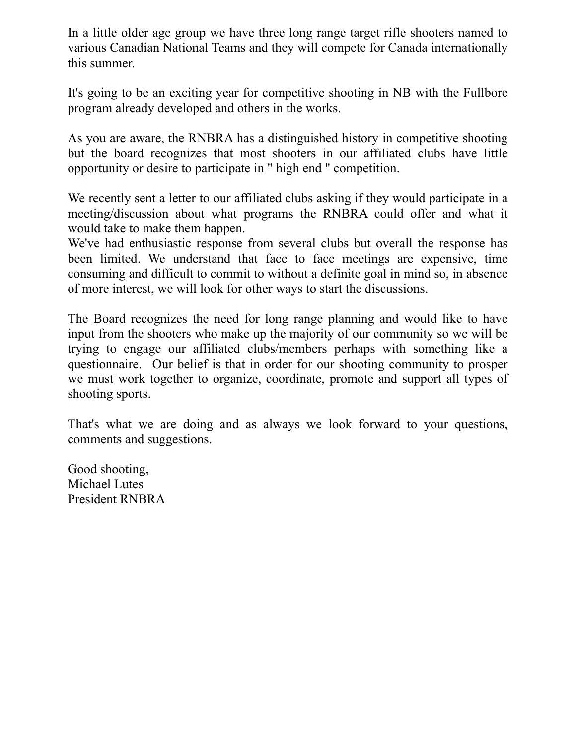In a little older age group we have three long range target rifle shooters named to various Canadian National Teams and they will compete for Canada internationally this summer.

It's going to be an exciting year for competitive shooting in NB with the Fullbore program already developed and others in the works.

As you are aware, the RNBRA has a distinguished history in competitive shooting but the board recognizes that most shooters in our affiliated clubs have little opportunity or desire to participate in " high end " competition.

We recently sent a letter to our affiliated clubs asking if they would participate in a meeting/discussion about what programs the RNBRA could offer and what it would take to make them happen.
We've had enthusiastic response from several clubs but overall the response has been limited. We understand that face to face meetings are expensive, time consuming and difficult to commit to without a definite goal in mind so, in absence of more interest, we will look for other ways to start the discussions.

The Board recognizes the need for long range planning and would like to have input from the shooters who make up the majority of our community so we will be trying to engage our affiliated clubs/members perhaps with something like a questionnaire. Our belief is that in order for our shooting community to prosper we must work together to organize, coordinate, promote and support all types of shooting sports.

That's what we are doing and as always we look forward to your questions, comments and suggestions.

Good shooting,
Michael Lutes
President RNBRA